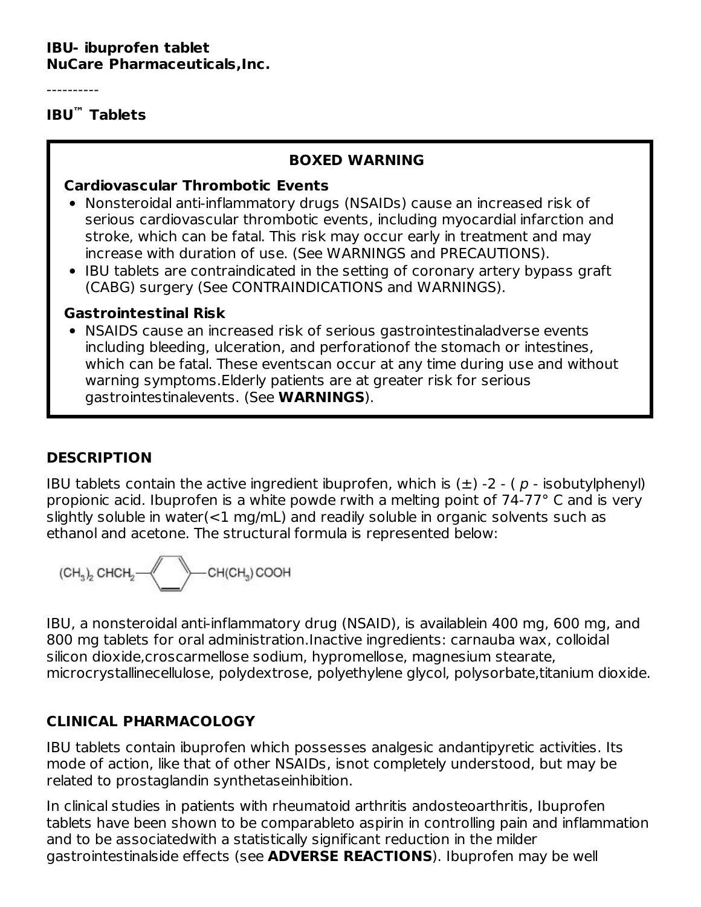**IBU- ibuprofen tablet**
**NuCare Pharmaceuticals,Inc.**

----------

**IBU™ Tablets**

**BOXED WARNING**

**Cardiovascular Thrombotic Events**

- Nonsteroidal anti-inflammatory drugs (NSAIDs) cause an increased risk of serious cardiovascular thrombotic events, including myocardial infarction and stroke, which can be fatal. This risk may occur early in treatment and may increase with duration of use. (See WARNINGS and PRECAUTIONS).
- IBU tablets are contraindicated in the setting of coronary artery bypass graft (CABG) surgery (See CONTRAINDICATIONS and WARNINGS).

**Gastrointestinal Risk**

- NSAIDS cause an increased risk of serious gastrointestinaladverse events including bleeding, ulceration, and perforationof the stomach or intestines, which can be fatal. These eventscan occur at any time during use and without warning symptoms.Elderly patients are at greater risk for serious gastrointestinalevents. (See **WARNINGS**).

## DESCRIPTION

IBU tablets contain the active ingredient ibuprofen, which is (±) -2 - ( *p* - isobutylphenyl) propionic acid. Ibuprofen is a white powde rwith a melting point of 74-77° C and is very slightly soluble in water(<1 mg/mL) and readily soluble in organic solvents such as ethanol and acetone. The structural formula is represented below:

$(CH_3)_2\ CHCH_2 - C_6H_4 - CH(CH_3)\ COOH$

IBU, a nonsteroidal anti-inflammatory drug (NSAID), is availablein 400 mg, 600 mg, and 800 mg tablets for oral administration.Inactive ingredients: carnauba wax, colloidal silicon dioxide,croscarmellose sodium, hypromellose, magnesium stearate, microcrystallinecellulose, polydextrose, polyethylene glycol, polysorbate,titanium dioxide.

## CLINICAL PHARMACOLOGY

IBU tablets contain ibuprofen which possesses analgesic andantipyretic activities. Its mode of action, like that of other NSAIDs, isnot completely understood, but may be related to prostaglandin synthetaseinhibition.

In clinical studies in patients with rheumatoid arthritis andosteoarthritis, Ibuprofen tablets have been shown to be comparableto aspirin in controlling pain and inflammation and to be associatedwith a statistically significant reduction in the milder gastrointestinalside effects (see **ADVERSE REACTIONS**). Ibuprofen may be well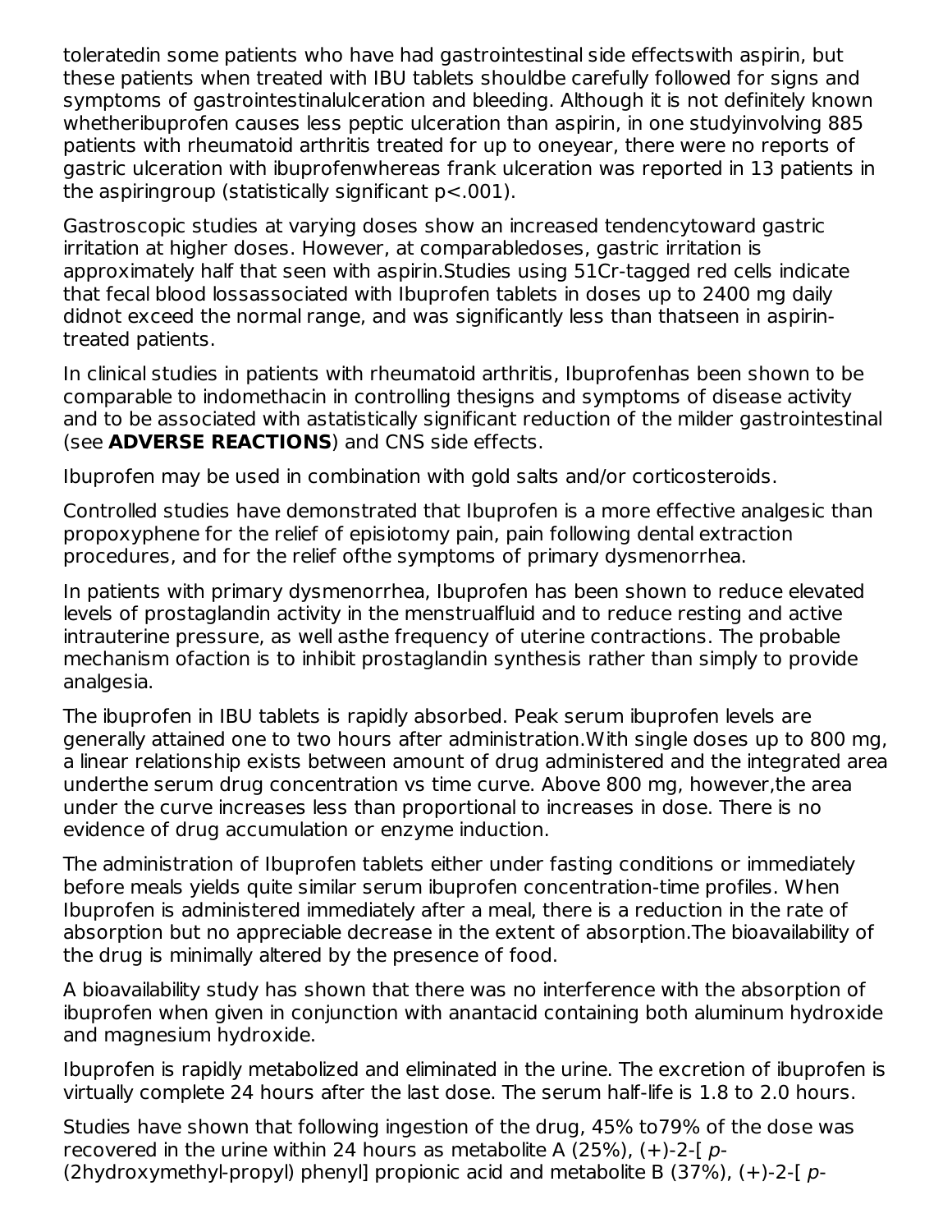toleratedin some patients who have had gastrointestinal side effectswith aspirin, but these patients when treated with IBU tablets shouldbe carefully followed for signs and symptoms of gastrointestinalulceration and bleeding. Although it is not definitely known whetheribuprofen causes less peptic ulceration than aspirin, in one studyinvolving 885 patients with rheumatoid arthritis treated for up to oneyear, there were no reports of gastric ulceration with ibuprofenwhereas frank ulceration was reported in 13 patients in the aspiringroup (statistically significant $p<.001$).

Gastroscopic studies at varying doses show an increased tendencytoward gastric irritation at higher doses. However, at comparabledoses, gastric irritation is approximately half that seen with aspirin.Studies using 51Cr-tagged red cells indicate that fecal blood lossassociated with Ibuprofen tablets in doses up to 2400 mg daily didnot exceed the normal range, and was significantly less than thatseen in aspirin-treated patients.

In clinical studies in patients with rheumatoid arthritis, Ibuprofenhas been shown to be comparable to indomethacin in controlling thesigns and symptoms of disease activity and to be associated with astatistically significant reduction of the milder gastrointestinal (see **ADVERSE REACTIONS**) and CNS side effects.

Ibuprofen may be used in combination with gold salts and/or corticosteroids.

Controlled studies have demonstrated that Ibuprofen is a more effective analgesic than propoxyphene for the relief of episiotomy pain, pain following dental extraction procedures, and for the relief ofthe symptoms of primary dysmenorrhea.

In patients with primary dysmenorrhea, Ibuprofen has been shown to reduce elevated levels of prostaglandin activity in the menstrualfluid and to reduce resting and active intrauterine pressure, as well asthe frequency of uterine contractions. The probable mechanism ofaction is to inhibit prostaglandin synthesis rather than simply to provide analgesia.

The ibuprofen in IBU tablets is rapidly absorbed. Peak serum ibuprofen levels are generally attained one to two hours after administration.With single doses up to 800 mg, a linear relationship exists between amount of drug administered and the integrated area underthe serum drug concentration vs time curve. Above 800 mg, however,the area under the curve increases less than proportional to increases in dose. There is no evidence of drug accumulation or enzyme induction.

The administration of Ibuprofen tablets either under fasting conditions or immediately before meals yields quite similar serum ibuprofen concentration-time profiles. When Ibuprofen is administered immediately after a meal, there is a reduction in the rate of absorption but no appreciable decrease in the extent of absorption.The bioavailability of the drug is minimally altered by the presence of food.

A bioavailability study has shown that there was no interference with the absorption of ibuprofen when given in conjunction with anantacid containing both aluminum hydroxide and magnesium hydroxide.

Ibuprofen is rapidly metabolized and eliminated in the urine. The excretion of ibuprofen is virtually complete 24 hours after the last dose. The serum half-life is 1.8 to 2.0 hours.

Studies have shown that following ingestion of the drug, 45% to79% of the dose was recovered in the urine within 24 hours as metabolite A (25%), (+)-2-[ *p*-(2hydroxymethyl-propyl) phenyl] propionic acid and metabolite B (37%), (+)-2-[ *p*-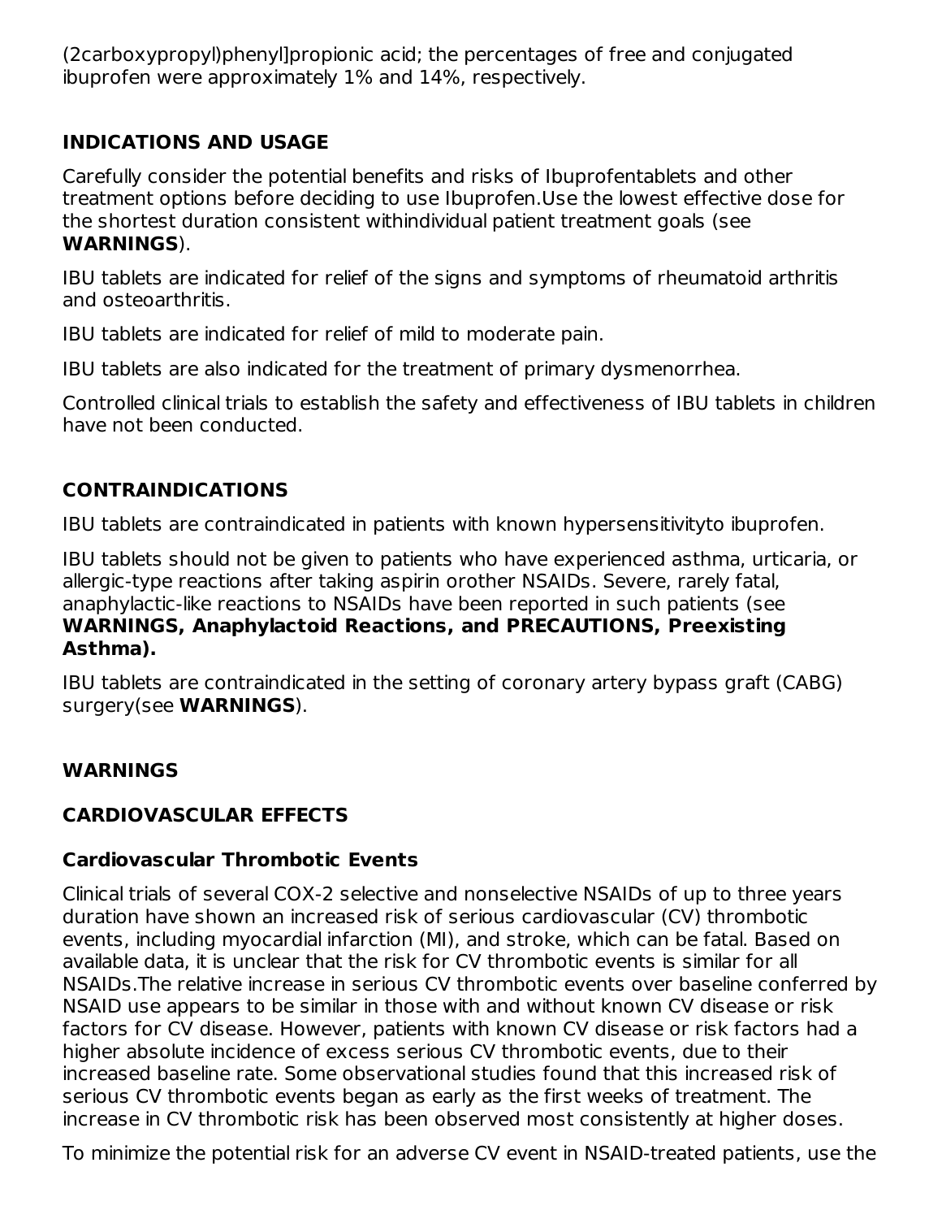(2carboxypropyl)phenyl]propionic acid; the percentages of free and conjugated ibuprofen were approximately 1% and 14%, respectively.

## INDICATIONS AND USAGE

Carefully consider the potential benefits and risks of Ibuprofentablets and other treatment options before deciding to use Ibuprofen.Use the lowest effective dose for the shortest duration consistent withindividual patient treatment goals (see **WARNINGS**).

IBU tablets are indicated for relief of the signs and symptoms of rheumatoid arthritis and osteoarthritis.

IBU tablets are indicated for relief of mild to moderate pain.

IBU tablets are also indicated for the treatment of primary dysmenorrhea.

Controlled clinical trials to establish the safety and effectiveness of IBU tablets in children have not been conducted.

## CONTRAINDICATIONS

IBU tablets are contraindicated in patients with known hypersensitivityto ibuprofen.

IBU tablets should not be given to patients who have experienced asthma, urticaria, or allergic-type reactions after taking aspirin orother NSAIDs. Severe, rarely fatal, anaphylactic-like reactions to NSAIDs have been reported in such patients (see **WARNINGS, Anaphylactoid Reactions, and PRECAUTIONS, Preexisting Asthma).**

IBU tablets are contraindicated in the setting of coronary artery bypass graft (CABG) surgery(see **WARNINGS**).

## WARNINGS

### CARDIOVASCULAR EFFECTS

### Cardiovascular Thrombotic Events

Clinical trials of several COX-2 selective and nonselective NSAIDs of up to three years duration have shown an increased risk of serious cardiovascular (CV) thrombotic events, including myocardial infarction (MI), and stroke, which can be fatal. Based on available data, it is unclear that the risk for CV thrombotic events is similar for all NSAIDs.The relative increase in serious CV thrombotic events over baseline conferred by NSAID use appears to be similar in those with and without known CV disease or risk factors for CV disease. However, patients with known CV disease or risk factors had a higher absolute incidence of excess serious CV thrombotic events, due to their increased baseline rate. Some observational studies found that this increased risk of serious CV thrombotic events began as early as the first weeks of treatment. The increase in CV thrombotic risk has been observed most consistently at higher doses.

To minimize the potential risk for an adverse CV event in NSAID-treated patients, use the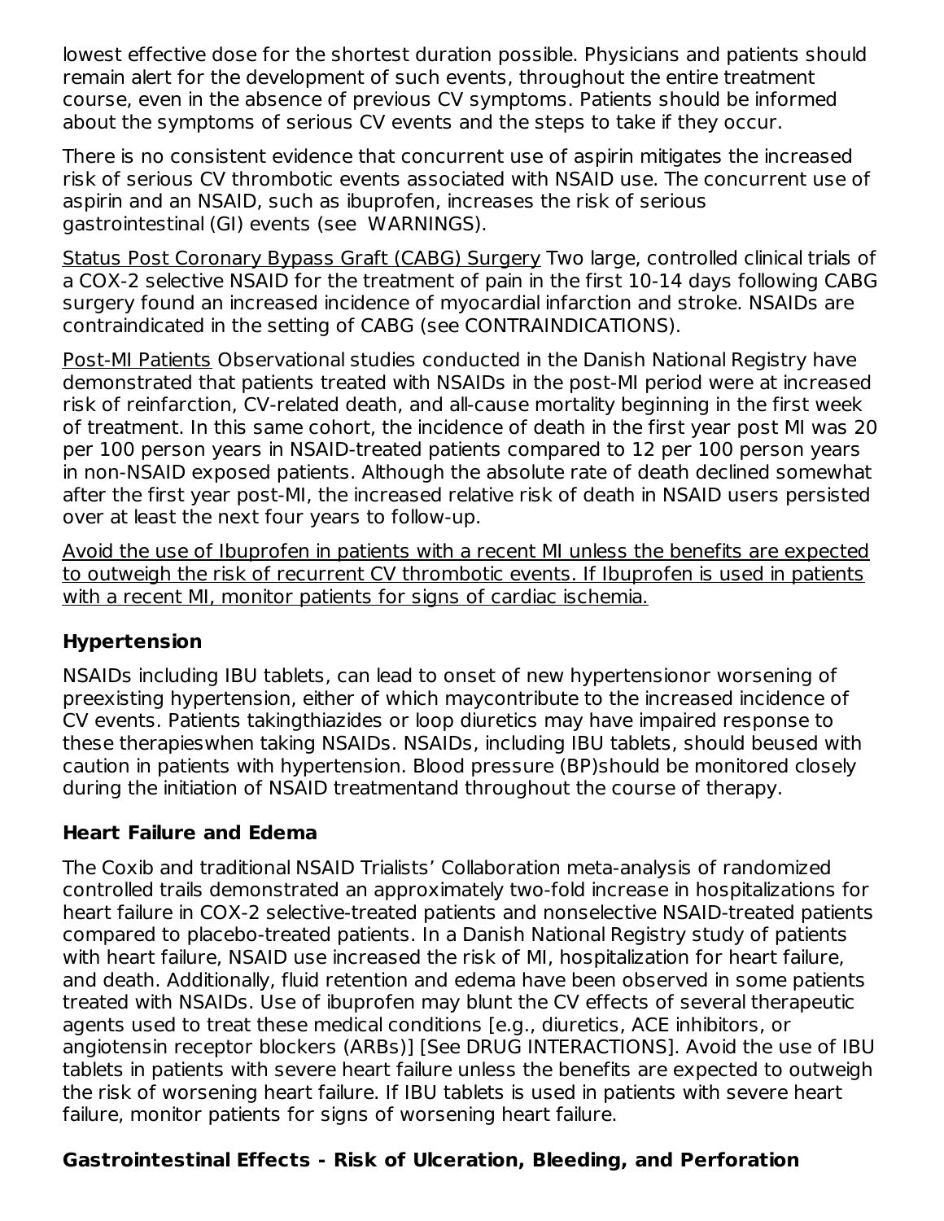lowest effective dose for the shortest duration possible. Physicians and patients should remain alert for the development of such events, throughout the entire treatment course, even in the absence of previous CV symptoms. Patients should be informed about the symptoms of serious CV events and the steps to take if they occur.

There is no consistent evidence that concurrent use of aspirin mitigates the increased risk of serious CV thrombotic events associated with NSAID use. The concurrent use of aspirin and an NSAID, such as ibuprofen, increases the risk of serious gastrointestinal (GI) events (see WARNINGS).

<u>Status Post Coronary Bypass Graft (CABG) Surgery</u> Two large, controlled clinical trials of a COX-2 selective NSAID for the treatment of pain in the first 10-14 days following CABG surgery found an increased incidence of myocardial infarction and stroke. NSAIDs are contraindicated in the setting of CABG (see CONTRAINDICATIONS).

<u>Post-MI Patients</u> Observational studies conducted in the Danish National Registry have demonstrated that patients treated with NSAIDs in the post-MI period were at increased risk of reinfarction, CV-related death, and all-cause mortality beginning in the first week of treatment. In this same cohort, the incidence of death in the first year post MI was 20 per 100 person years in NSAID-treated patients compared to 12 per 100 person years in non-NSAID exposed patients. Although the absolute rate of death declined somewhat after the first year post-MI, the increased relative risk of death in NSAID users persisted over at least the next four years to follow-up.

<u>Avoid the use of Ibuprofen in patients with a recent MI unless the benefits are expected to outweigh the risk of recurrent CV thrombotic events. If Ibuprofen is used in patients with a recent MI, monitor patients for signs of cardiac ischemia.</u>

**Hypertension**

NSAIDs including IBU tablets, can lead to onset of new hypertensionor worsening of preexisting hypertension, either of which maycontribute to the increased incidence of CV events. Patients takingthiazides or loop diuretics may have impaired response to these therapieswhen taking NSAIDs. NSAIDs, including IBU tablets, should beused with caution in patients with hypertension. Blood pressure (BP)should be monitored closely during the initiation of NSAID treatmentand throughout the course of therapy.

**Heart Failure and Edema**

The Coxib and traditional NSAID Trialists' Collaboration meta-analysis of randomized controlled trails demonstrated an approximately two-fold increase in hospitalizations for heart failure in COX-2 selective-treated patients and nonselective NSAID-treated patients compared to placebo-treated patients. In a Danish National Registry study of patients with heart failure, NSAID use increased the risk of MI, hospitalization for heart failure, and death. Additionally, fluid retention and edema have been observed in some patients treated with NSAIDs. Use of ibuprofen may blunt the CV effects of several therapeutic agents used to treat these medical conditions [e.g., diuretics, ACE inhibitors, or angiotensin receptor blockers (ARBs)] [See DRUG INTERACTIONS]. Avoid the use of IBU tablets in patients with severe heart failure unless the benefits are expected to outweigh the risk of worsening heart failure. If IBU tablets is used in patients with severe heart failure, monitor patients for signs of worsening heart failure.

**Gastrointestinal Effects - Risk of Ulceration, Bleeding, and Perforation**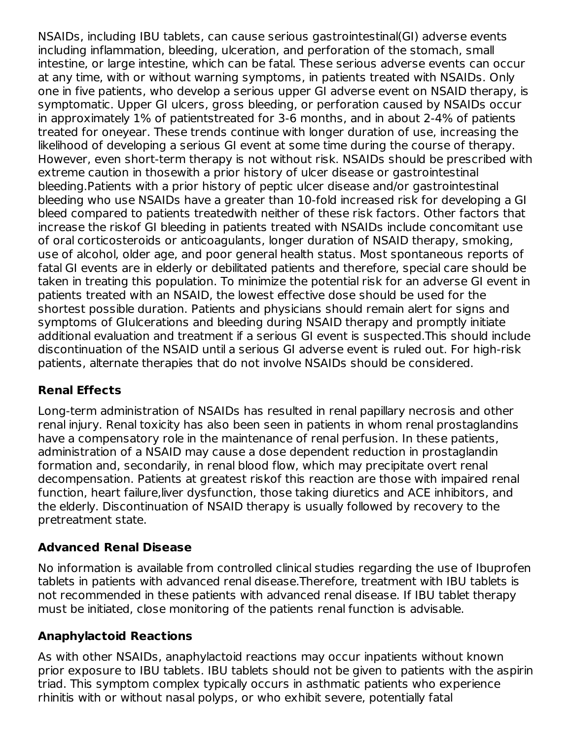NSAIDs, including IBU tablets, can cause serious gastrointestinal(GI) adverse events including inflammation, bleeding, ulceration, and perforation of the stomach, small intestine, or large intestine, which can be fatal. These serious adverse events can occur at any time, with or without warning symptoms, in patients treated with NSAIDs. Only one in five patients, who develop a serious upper GI adverse event on NSAID therapy, is symptomatic. Upper GI ulcers, gross bleeding, or perforation caused by NSAIDs occur in approximately 1% of patientstreated for 3-6 months, and in about 2-4% of patients treated for oneyear. These trends continue with longer duration of use, increasing the likelihood of developing a serious GI event at some time during the course of therapy. However, even short-term therapy is not without risk. NSAIDs should be prescribed with extreme caution in thosewith a prior history of ulcer disease or gastrointestinal bleeding.Patients with a prior history of peptic ulcer disease and/or gastrointestinal bleeding who use NSAIDs have a greater than 10-fold increased risk for developing a GI bleed compared to patients treatedwith neither of these risk factors. Other factors that increase the riskof GI bleeding in patients treated with NSAIDs include concomitant use of oral corticosteroids or anticoagulants, longer duration of NSAID therapy, smoking, use of alcohol, older age, and poor general health status. Most spontaneous reports of fatal GI events are in elderly or debilitated patients and therefore, special care should be taken in treating this population. To minimize the potential risk for an adverse GI event in patients treated with an NSAID, the lowest effective dose should be used for the shortest possible duration. Patients and physicians should remain alert for signs and symptoms of GIulcerations and bleeding during NSAID therapy and promptly initiate additional evaluation and treatment if a serious GI event is suspected.This should include discontinuation of the NSAID until a serious GI adverse event is ruled out. For high-risk patients, alternate therapies that do not involve NSAIDs should be considered.

**Renal Effects**

Long-term administration of NSAIDs has resulted in renal papillary necrosis and other renal injury. Renal toxicity has also been seen in patients in whom renal prostaglandins have a compensatory role in the maintenance of renal perfusion. In these patients, administration of a NSAID may cause a dose dependent reduction in prostaglandin formation and, secondarily, in renal blood flow, which may precipitate overt renal decompensation. Patients at greatest riskof this reaction are those with impaired renal function, heart failure,liver dysfunction, those taking diuretics and ACE inhibitors, and the elderly. Discontinuation of NSAID therapy is usually followed by recovery to the pretreatment state.

**Advanced Renal Disease**

No information is available from controlled clinical studies regarding the use of Ibuprofen tablets in patients with advanced renal disease.Therefore, treatment with IBU tablets is not recommended in these patients with advanced renal disease. If IBU tablet therapy must be initiated, close monitoring of the patients renal function is advisable.

**Anaphylactoid Reactions**

As with other NSAIDs, anaphylactoid reactions may occur inpatients without known prior exposure to IBU tablets. IBU tablets should not be given to patients with the aspirin triad. This symptom complex typically occurs in asthmatic patients who experience rhinitis with or without nasal polyps, or who exhibit severe, potentially fatal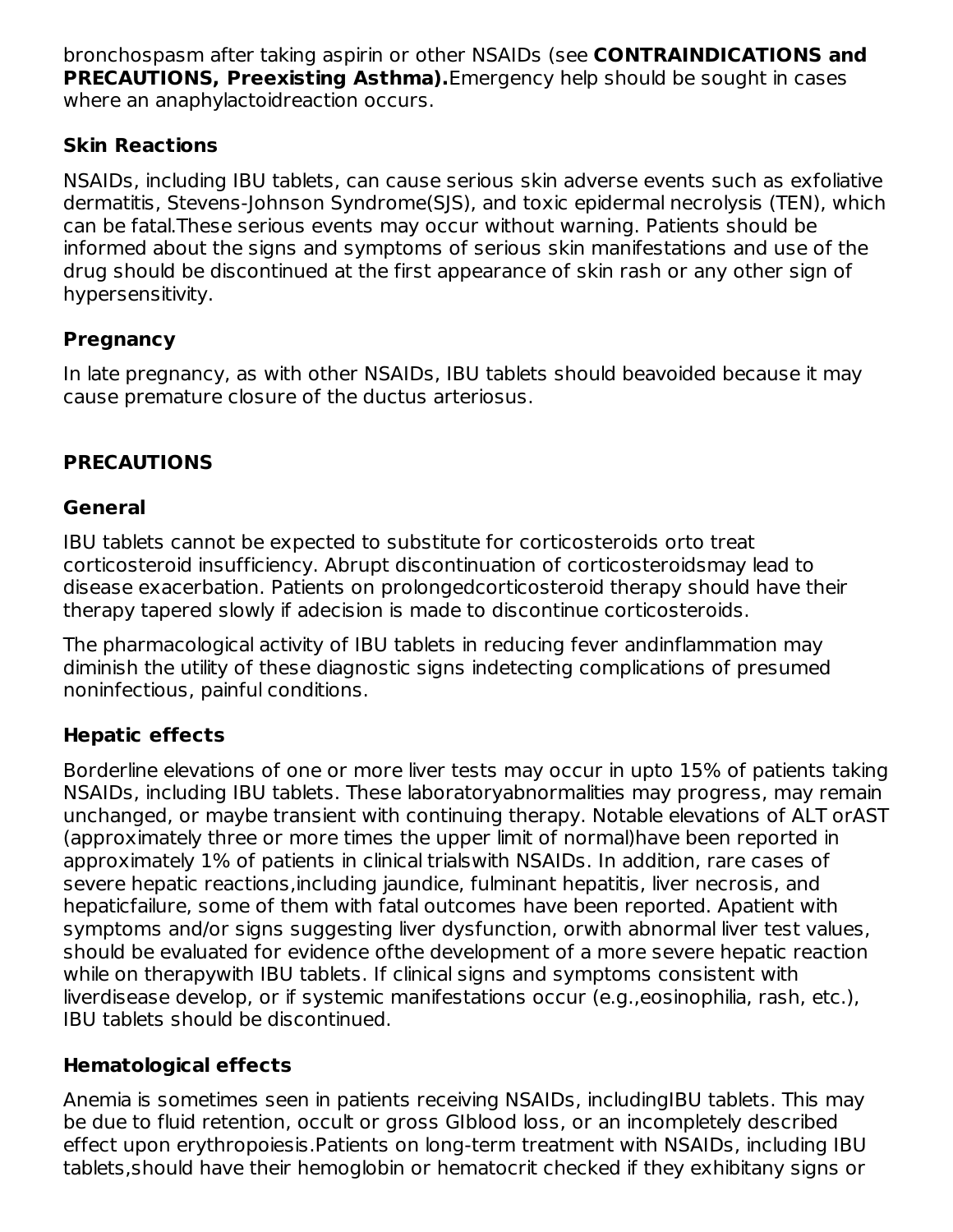bronchospasm after taking aspirin or other NSAIDs (see **CONTRAINDICATIONS and PRECAUTIONS, Preexisting Asthma).**Emergency help should be sought in cases where an anaphylactoidreaction occurs.

### Skin Reactions

NSAIDs, including IBU tablets, can cause serious skin adverse events such as exfoliative dermatitis, Stevens-Johnson Syndrome(SJS), and toxic epidermal necrolysis (TEN), which can be fatal.These serious events may occur without warning. Patients should be informed about the signs and symptoms of serious skin manifestations and use of the drug should be discontinued at the first appearance of skin rash or any other sign of hypersensitivity.

### Pregnancy

In late pregnancy, as with other NSAIDs, IBU tablets should beavoided because it may cause premature closure of the ductus arteriosus.

## PRECAUTIONS

### General

IBU tablets cannot be expected to substitute for corticosteroids orto treat corticosteroid insufficiency. Abrupt discontinuation of corticosteroidsmay lead to disease exacerbation. Patients on prolongedcorticosteroid therapy should have their therapy tapered slowly if adecision is made to discontinue corticosteroids.

The pharmacological activity of IBU tablets in reducing fever andinflammation may diminish the utility of these diagnostic signs indetecting complications of presumed noninfectious, painful conditions.

### Hepatic effects

Borderline elevations of one or more liver tests may occur in upto 15% of patients taking NSAIDs, including IBU tablets. These laboratoryabnormalities may progress, may remain unchanged, or maybe transient with continuing therapy. Notable elevations of ALT orAST (approximately three or more times the upper limit of normal)have been reported in approximately 1% of patients in clinical trialswith NSAIDs. In addition, rare cases of severe hepatic reactions,including jaundice, fulminant hepatitis, liver necrosis, and hepaticfailure, some of them with fatal outcomes have been reported. Apatient with symptoms and/or signs suggesting liver dysfunction, orwith abnormal liver test values, should be evaluated for evidence ofthe development of a more severe hepatic reaction while on therapywith IBU tablets. If clinical signs and symptoms consistent with liverdisease develop, or if systemic manifestations occur (e.g.,eosinophilia, rash, etc.), IBU tablets should be discontinued.

### Hematological effects

Anemia is sometimes seen in patients receiving NSAIDs, includingIBU tablets. This may be due to fluid retention, occult or gross GIblood loss, or an incompletely described effect upon erythropoiesis.Patients on long-term treatment with NSAIDs, including IBU tablets,should have their hemoglobin or hematocrit checked if they exhibitany signs or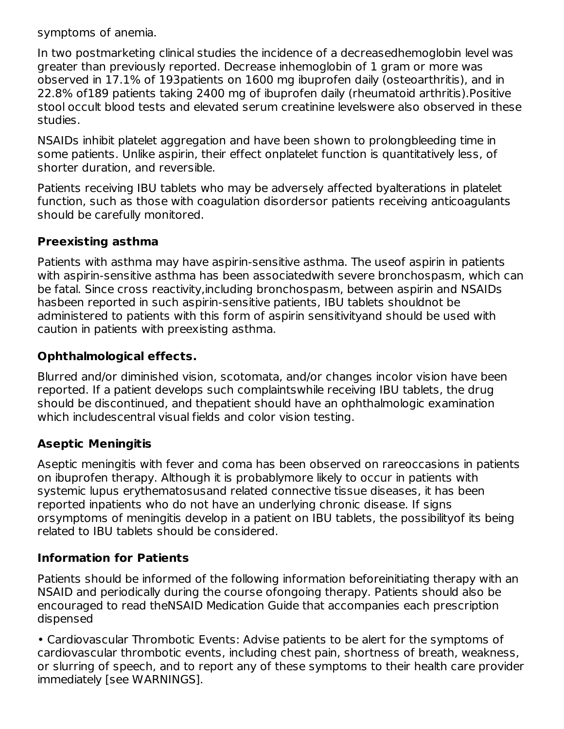symptoms of anemia.

In two postmarketing clinical studies the incidence of a decreasedhemoglobin level was greater than previously reported. Decrease inhemoglobin of 1 gram or more was observed in 17.1% of 193patients on 1600 mg ibuprofen daily (osteoarthritis), and in 22.8% of189 patients taking 2400 mg of ibuprofen daily (rheumatoid arthritis).Positive stool occult blood tests and elevated serum creatinine levelswere also observed in these studies.

NSAIDs inhibit platelet aggregation and have been shown to prolongbleeding time in some patients. Unlike aspirin, their effect onplatelet function is quantitatively less, of shorter duration, and reversible.

Patients receiving IBU tablets who may be adversely affected byalterations in platelet function, such as those with coagulation disordersor patients receiving anticoagulants should be carefully monitored.

### Preexisting asthma

Patients with asthma may have aspirin-sensitive asthma. The useof aspirin in patients with aspirin-sensitive asthma has been associatedwith severe bronchospasm, which can be fatal. Since cross reactivity,including bronchospasm, between aspirin and NSAIDs hasbeen reported in such aspirin-sensitive patients, IBU tablets shouldnot be administered to patients with this form of aspirin sensitivityand should be used with caution in patients with preexisting asthma.

### Ophthalmological effects.

Blurred and/or diminished vision, scotomata, and/or changes incolor vision have been reported. If a patient develops such complaintswhile receiving IBU tablets, the drug should be discontinued, and thepatient should have an ophthalmologic examination which includescentral visual fields and color vision testing.

### Aseptic Meningitis

Aseptic meningitis with fever and coma has been observed on rareoccasions in patients on ibuprofen therapy. Although it is probablymore likely to occur in patients with systemic lupus erythematosusand related connective tissue diseases, it has been reported inpatients who do not have an underlying chronic disease. If signs orsymptoms of meningitis develop in a patient on IBU tablets, the possibilityof its being related to IBU tablets should be considered.

### Information for Patients

Patients should be informed of the following information beforeinitiating therapy with an NSAID and periodically during the course ofongoing therapy. Patients should also be encouraged to read theNSAID Medication Guide that accompanies each prescription dispensed

- Cardiovascular Thrombotic Events: Advise patients to be alert for the symptoms of cardiovascular thrombotic events, including chest pain, shortness of breath, weakness, or slurring of speech, and to report any of these symptoms to their health care provider immediately [see WARNINGS].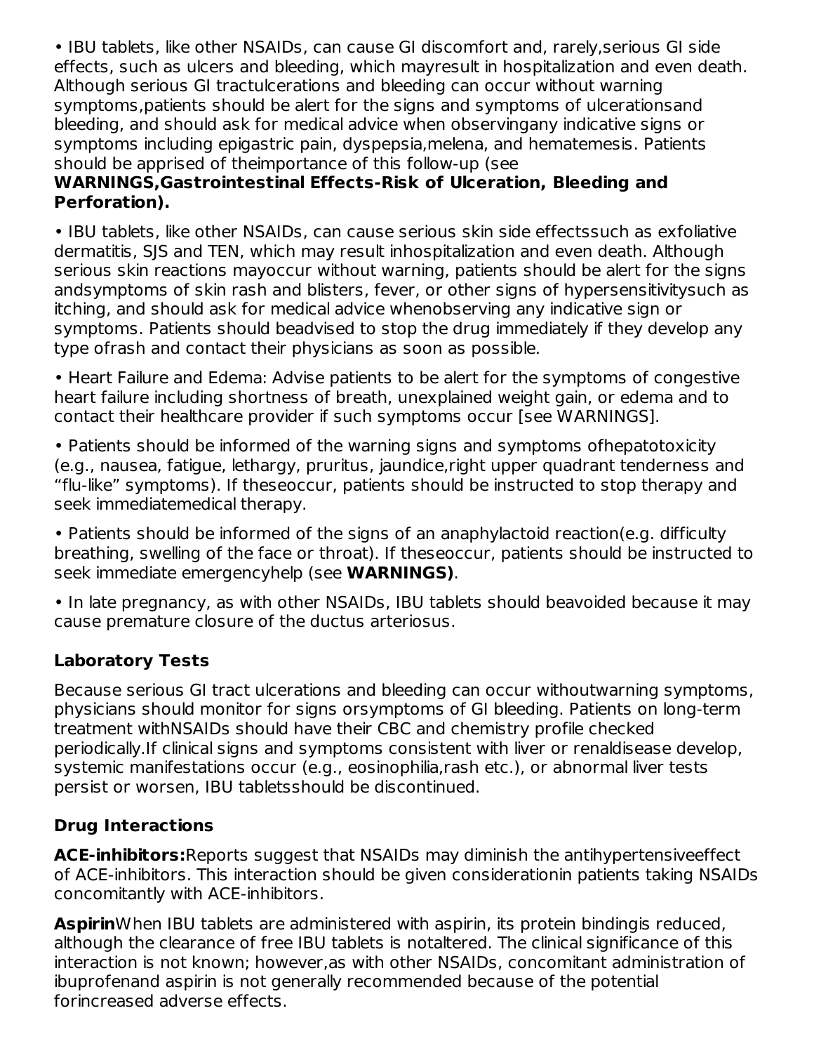• IBU tablets, like other NSAIDs, can cause GI discomfort and, rarely,serious GI side effects, such as ulcers and bleeding, which mayresult in hospitalization and even death. Although serious GI tractulcerations and bleeding can occur without warning symptoms,patients should be alert for the signs and symptoms of ulcerationsand bleeding, and should ask for medical advice when observingany indicative signs or symptoms including epigastric pain, dyspepsia,melena, and hematemesis. Patients should be apprised of theimportance of this follow-up (see **WARNINGS,Gastrointestinal Effects-Risk of Ulceration, Bleeding and Perforation).**

• IBU tablets, like other NSAIDs, can cause serious skin side effectssuch as exfoliative dermatitis, SJS and TEN, which may result inhospitalization and even death. Although serious skin reactions mayoccur without warning, patients should be alert for the signs andsymptoms of skin rash and blisters, fever, or other signs of hypersensitivitysuch as itching, and should ask for medical advice whenobserving any indicative sign or symptoms. Patients should beadvised to stop the drug immediately if they develop any type ofrash and contact their physicians as soon as possible.

• Heart Failure and Edema: Advise patients to be alert for the symptoms of congestive heart failure including shortness of breath, unexplained weight gain, or edema and to contact their healthcare provider if such symptoms occur [see WARNINGS].

• Patients should be informed of the warning signs and symptoms ofhepatotoxicity (e.g., nausea, fatigue, lethargy, pruritus, jaundice,right upper quadrant tenderness and "flu-like" symptoms). If theseoccur, patients should be instructed to stop therapy and seek immediatemedical therapy.

• Patients should be informed of the signs of an anaphylactoid reaction(e.g. difficulty breathing, swelling of the face or throat). If theseoccur, patients should be instructed to seek immediate emergencyhelp (see **WARNINGS)**.

• In late pregnancy, as with other NSAIDs, IBU tablets should beavoided because it may cause premature closure of the ductus arteriosus.

### Laboratory Tests

Because serious GI tract ulcerations and bleeding can occur withoutwarning symptoms, physicians should monitor for signs orsymptoms of GI bleeding. Patients on long-term treatment withNSAIDs should have their CBC and chemistry profile checked periodically.If clinical signs and symptoms consistent with liver or renaldisease develop, systemic manifestations occur (e.g., eosinophilia,rash etc.), or abnormal liver tests persist or worsen, IBU tabletsshould be discontinued.

### Drug Interactions

**ACE-inhibitors:**Reports suggest that NSAIDs may diminish the antihypertensiveeffect of ACE-inhibitors. This interaction should be given considerationin patients taking NSAIDs concomitantly with ACE-inhibitors.

**Aspirin**When IBU tablets are administered with aspirin, its protein bindingis reduced, although the clearance of free IBU tablets is notaltered. The clinical significance of this interaction is not known; however,as with other NSAIDs, concomitant administration of ibuprofenand aspirin is not generally recommended because of the potential forincreased adverse effects.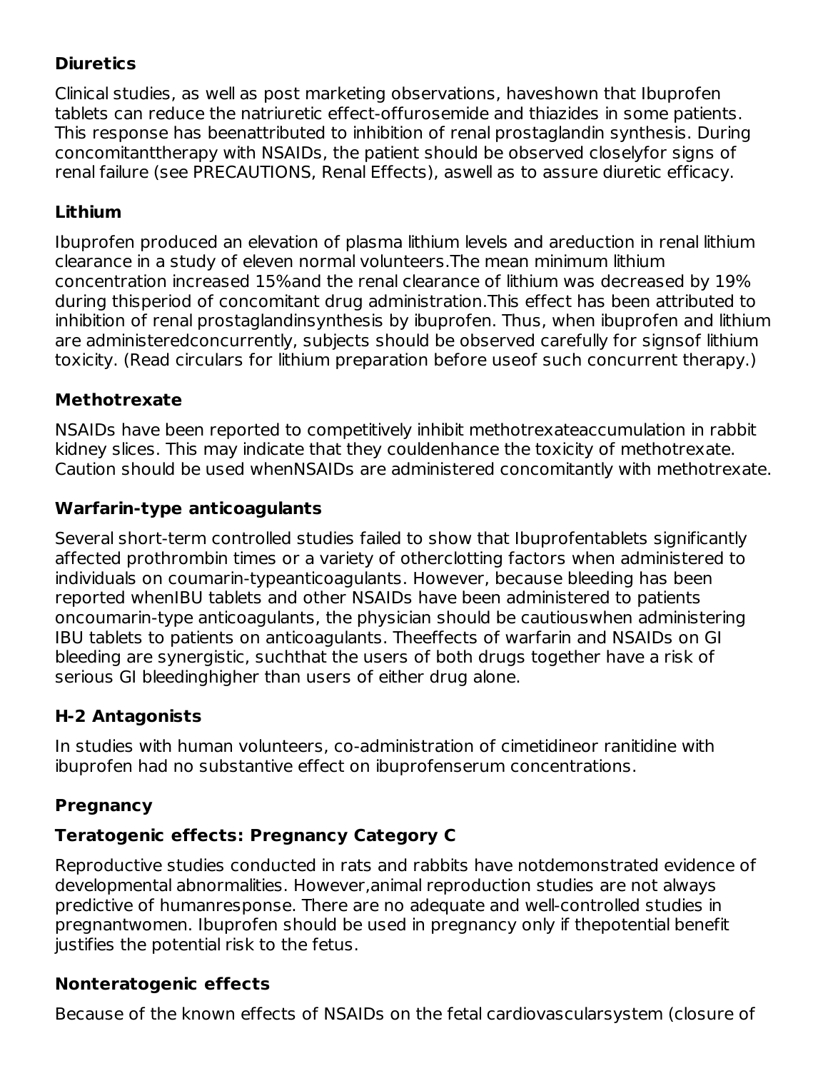**Diuretics**

Clinical studies, as well as post marketing observations, haveshown that Ibuprofen tablets can reduce the natriuretic effect-offurosemide and thiazides in some patients. This response has beenattributed to inhibition of renal prostaglandin synthesis. During concomitanttherapy with NSAIDs, the patient should be observed closelyfor signs of renal failure (see PRECAUTIONS, Renal Effects), aswell as to assure diuretic efficacy.

**Lithium**

Ibuprofen produced an elevation of plasma lithium levels and areduction in renal lithium clearance in a study of eleven normal volunteers.The mean minimum lithium concentration increased 15%and the renal clearance of lithium was decreased by 19% during thisperiod of concomitant drug administration.This effect has been attributed to inhibition of renal prostaglandinsynthesis by ibuprofen. Thus, when ibuprofen and lithium are administeredconcurrently, subjects should be observed carefully for signsof lithium toxicity. (Read circulars for lithium preparation before useof such concurrent therapy.)

**Methotrexate**

NSAIDs have been reported to competitively inhibit methotrexateaccumulation in rabbit kidney slices. This may indicate that they couldenhance the toxicity of methotrexate. Caution should be used whenNSAIDs are administered concomitantly with methotrexate.

**Warfarin-type anticoagulants**

Several short-term controlled studies failed to show that Ibuprofentablets significantly affected prothrombin times or a variety of otherclotting factors when administered to individuals on coumarin-typeanticoagulants. However, because bleeding has been reported whenIBU tablets and other NSAIDs have been administered to patients oncoumarin-type anticoagulants, the physician should be cautiouswhen administering IBU tablets to patients on anticoagulants. Theeffects of warfarin and NSAIDs on GI bleeding are synergistic, suchthat the users of both drugs together have a risk of serious GI bleedinghigher than users of either drug alone.

**H-2 Antagonists**

In studies with human volunteers, co-administration of cimetidineor ranitidine with ibuprofen had no substantive effect on ibuprofenserum concentrations.

**Pregnancy**

**Teratogenic effects: Pregnancy Category C**

Reproductive studies conducted in rats and rabbits have notdemonstrated evidence of developmental abnormalities. However,animal reproduction studies are not always predictive of humanresponse. There are no adequate and well-controlled studies in pregnantwomen. Ibuprofen should be used in pregnancy only if thepotential benefit justifies the potential risk to the fetus.

**Nonteratogenic effects**

Because of the known effects of NSAIDs on the fetal cardiovascularsystem (closure of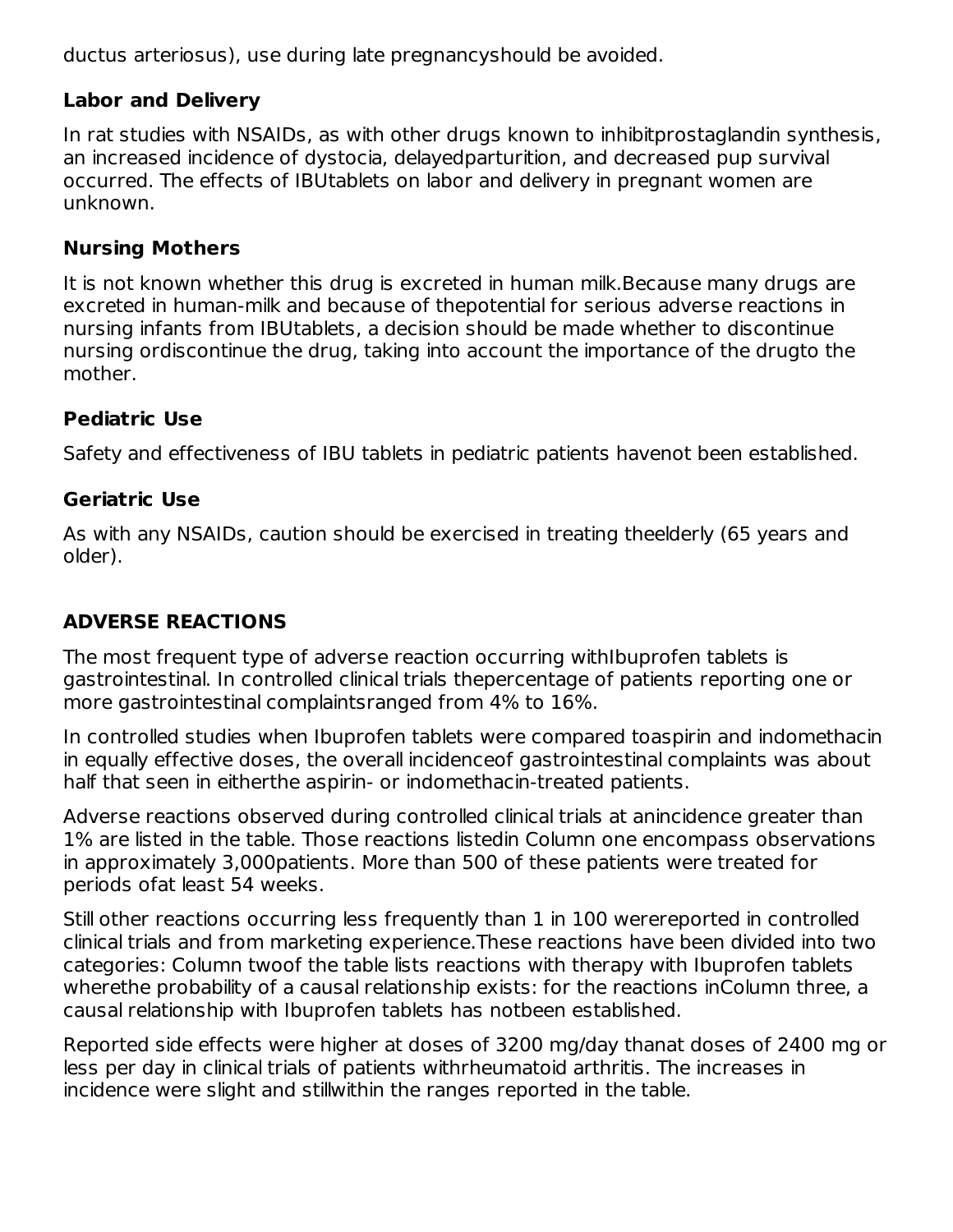ductus arteriosus), use during late pregnancyshould be avoided.

### Labor and Delivery

In rat studies with NSAIDs, as with other drugs known to inhibitprostaglandin synthesis, an increased incidence of dystocia, delayedparturition, and decreased pup survival occurred. The effects of IBUtablets on labor and delivery in pregnant women are unknown.

### Nursing Mothers

It is not known whether this drug is excreted in human milk.Because many drugs are excreted in human-milk and because of thepotential for serious adverse reactions in nursing infants from IBUtablets, a decision should be made whether to discontinue nursing ordiscontinue the drug, taking into account the importance of the drugto the mother.

### Pediatric Use

Safety and effectiveness of IBU tablets in pediatric patients havenot been established.

### Geriatric Use

As with any NSAIDs, caution should be exercised in treating theelderly (65 years and older).

## ADVERSE REACTIONS

The most frequent type of adverse reaction occurring withIbuprofen tablets is gastrointestinal. In controlled clinical trials thepercentage of patients reporting one or more gastrointestinal complaintsranged from 4% to 16%.

In controlled studies when Ibuprofen tablets were compared toaspirin and indomethacin in equally effective doses, the overall incidenceof gastrointestinal complaints was about half that seen in eitherthe aspirin- or indomethacin-treated patients.

Adverse reactions observed during controlled clinical trials at anincidence greater than 1% are listed in the table. Those reactions listedin Column one encompass observations in approximately 3,000patients. More than 500 of these patients were treated for periods ofat least 54 weeks.

Still other reactions occurring less frequently than 1 in 100 werereported in controlled clinical trials and from marketing experience.These reactions have been divided into two categories: Column twoof the table lists reactions with therapy with Ibuprofen tablets wherethe probability of a causal relationship exists: for the reactions inColumn three, a causal relationship with Ibuprofen tablets has notbeen established.

Reported side effects were higher at doses of 3200 mg/day thanat doses of 2400 mg or less per day in clinical trials of patients withrheumatoid arthritis. The increases in incidence were slight and stillwithin the ranges reported in the table.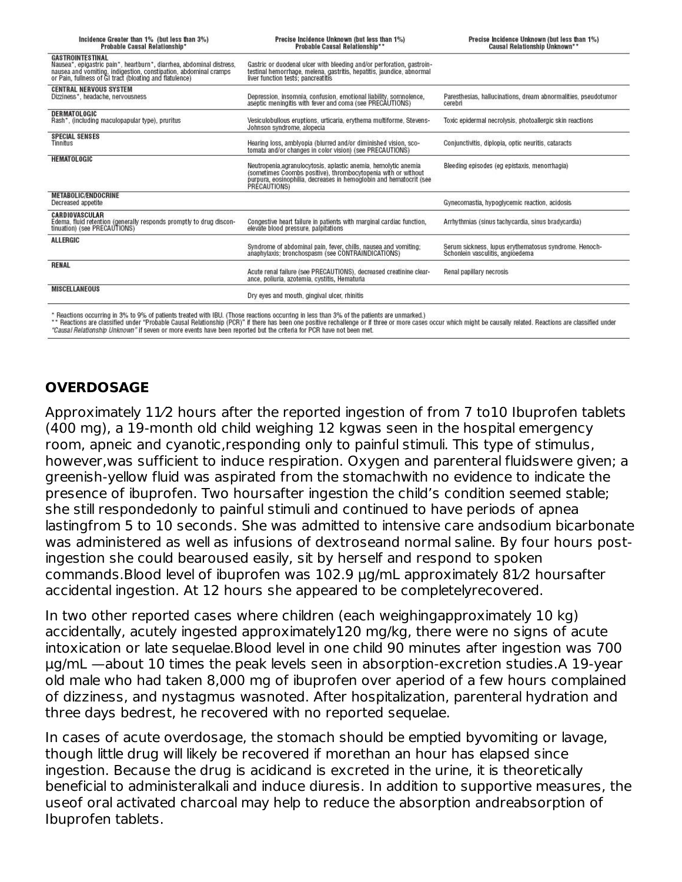| Incidence Greater than 1% (but less than 3%) Probable Causal Relationship* | Precise Incidence Unknown (but less than 1%) Probable Causal Relationship** | Precise Incidence Unknown (but less than 1%) Causal Relationship Unknown** |
|---|---|---|
| **GASTROINTESTINAL** Nausea*, epigastric pain*, heartburn*, diarrhea, abdominal distress, nausea and vomiting, indigestion, constipation, abdominal cramps or Pain, fullness of GI tract (bloating and flatulence) | Gastric or duodenal ulcer with bleeding and/or perforation, gastrointestinal hemorrhage, melena, gastritis, hepatitis, jaundice, abnormal liver function tests; pancreatitis | |
| **CENTRAL NERVOUS SYSTEM** Dizziness*, headache, nervousness | Depression, insomnia, confusion, emotional liability, somnolence, aseptic meningitis with fever and coma (see PRECAUTIONS) | Paresthesias, hallucinations, dream abnormalities, pseudotumor cerebri |
| **DERMATOLOGIC** Rash*, (including maculopapular type), pruritus | Vesiculobullous eruptions, urticaria, erythema multiforme, Stevens-Johnson syndrome, alopecia | Toxic epidermal necrolysis, photoallergic skin reactions |
| **SPECIAL SENSES** Tinnitus | Hearing loss, amblyopia (blurred and/or diminished vision, scotomata and/or changes in color vision) (see PRECAUTIONS) | Conjunctivitis, diplopia, optic neuritis, cataracts |
| **HEMATOLOGIC** | Neutropenia,agranulocytosis, aplastic anemia, hemolytic anemia (sometimes Coombs positive), thrombocytopenia with or without purpura, eosinophilia, decreases in hemoglobin and hematocrit (see PRECAUTIONS) | Bleeding episodes (eg epistaxis, menorrhagia) |
| **METABOLIC/ENDOCRINE** Decreased appetite | | Gynecomastia, hypoglycemic reaction, acidosis |
| **CARDIOVASCULAR** Edema, fluid retention (generally responds promptly to drug discontinuation) (see PRECAUTIONS) | Congestive heart failure in patients with marginal cardiac function, elevate blood pressure, palpitations | Arrhythmias (sinus tachycardia, sinus bradycardia) |
| **ALLERGIC** | Syndrome of abdominal pain, fever, chills, nausea and vomiting; anaphylaxis; bronchospasm (see CONTRAINDICATIONS) | Serum sickness, lupus erythematosus syndrome. Henoch-Schonlein vasculitis, angioedema |
| **RENAL** | Acute renal failure (see PRECAUTIONS), decreased creatinine clearance, poliuria, azotemia, cystitis, Hematuria | Renal papillary necrosis |
| **MISCELLANEOUS** | Dry eyes and mouth, gingival ulcer, rhinitis | |

* Reactions occurring in 3% to 9% of patients treated with IBU. (Those reactions occurring in less than 3% of the patients are unmarked.)
** Reactions are classified under "Probable Causal Relationship (PCR)" if there has been one positive rechallenge or if three or more cases occur which might be causally related. Reactions are classified under *"Causal Relationship Unknown"* if seven or more events have been reported but the criteria for PCR have not been met.

## OVERDOSAGE

Approximately 11⁄2 hours after the reported ingestion of from 7 to10 Ibuprofen tablets (400 mg), a 19-month old child weighing 12 kgwas seen in the hospital emergency room, apneic and cyanotic,responding only to painful stimuli. This type of stimulus, however,was sufficient to induce respiration. Oxygen and parenteral fluidswere given; a greenish-yellow fluid was aspirated from the stomachwith no evidence to indicate the presence of ibuprofen. Two hoursafter ingestion the child's condition seemed stable; she still respondedonly to painful stimuli and continued to have periods of apnea lastingfrom 5 to 10 seconds. She was admitted to intensive care andsodium bicarbonate was administered as well as infusions of dextroseand normal saline. By four hours post-ingestion she could bearoused easily, sit by herself and respond to spoken commands.Blood level of ibuprofen was 102.9 µg/mL approximately 81⁄2 hoursafter accidental ingestion. At 12 hours she appeared to be completelyrecovered.

In two other reported cases where children (each weighingapproximately 10 kg) accidentally, acutely ingested approximately120 mg/kg, there were no signs of acute intoxication or late sequelae.Blood level in one child 90 minutes after ingestion was 700 µg/mL —about 10 times the peak levels seen in absorption-excretion studies.A 19-year old male who had taken 8,000 mg of ibuprofen over aperiod of a few hours complained of dizziness, and nystagmus wasnoted. After hospitalization, parenteral hydration and three days bedrest, he recovered with no reported sequelae.

In cases of acute overdosage, the stomach should be emptied byvomiting or lavage, though little drug will likely be recovered if morethan an hour has elapsed since ingestion. Because the drug is acidicand is excreted in the urine, it is theoretically beneficial to administeralkali and induce diuresis. In addition to supportive measures, the useof oral activated charcoal may help to reduce the absorption andreabsorption of Ibuprofen tablets.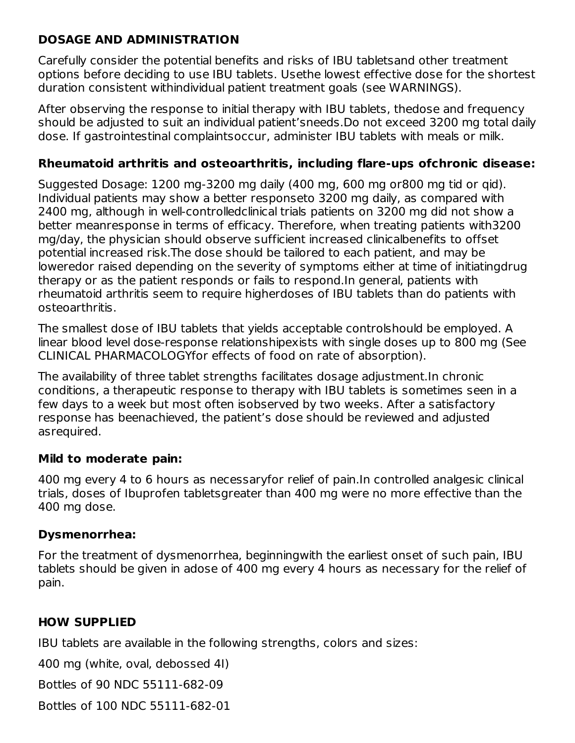## DOSAGE AND ADMINISTRATION

Carefully consider the potential benefits and risks of IBU tabletsand other treatment options before deciding to use IBU tablets. Usethe lowest effective dose for the shortest duration consistent withindividual patient treatment goals (see WARNINGS).

After observing the response to initial therapy with IBU tablets, thedose and frequency should be adjusted to suit an individual patient'sneeds.Do not exceed 3200 mg total daily dose. If gastrointestinal complaintsoccur, administer IBU tablets with meals or milk.

### Rheumatoid arthritis and osteoarthritis, including flare-ups ofchronic disease:

Suggested Dosage: 1200 mg-3200 mg daily (400 mg, 600 mg or800 mg tid or qid). Individual patients may show a better responseto 3200 mg daily, as compared with 2400 mg, although in well-controlledclinical trials patients on 3200 mg did not show a better meanresponse in terms of efficacy. Therefore, when treating patients with3200 mg/day, the physician should observe sufficient increased clinicalbenefits to offset potential increased risk.The dose should be tailored to each patient, and may be loweredor raised depending on the severity of symptoms either at time of initiatingdrug therapy or as the patient responds or fails to respond.In general, patients with rheumatoid arthritis seem to require higherdoses of IBU tablets than do patients with osteoarthritis.

The smallest dose of IBU tablets that yields acceptable controlshould be employed. A linear blood level dose-response relationshipexists with single doses up to 800 mg (See CLINICAL PHARMACOLOGYfor effects of food on rate of absorption).

The availability of three tablet strengths facilitates dosage adjustment.In chronic conditions, a therapeutic response to therapy with IBU tablets is sometimes seen in a few days to a week but most often isobserved by two weeks. After a satisfactory response has beenachieved, the patient's dose should be reviewed and adjusted asrequired.

### Mild to moderate pain:

400 mg every 4 to 6 hours as necessaryfor relief of pain.In controlled analgesic clinical trials, doses of Ibuprofen tabletsgreater than 400 mg were no more effective than the 400 mg dose.

### Dysmenorrhea:

For the treatment of dysmenorrhea, beginningwith the earliest onset of such pain, IBU tablets should be given in adose of 400 mg every 4 hours as necessary for the relief of pain.

## HOW SUPPLIED

IBU tablets are available in the following strengths, colors and sizes:

400 mg (white, oval, debossed 4I)

Bottles of 90 NDC 55111-682-09

Bottles of 100 NDC 55111-682-01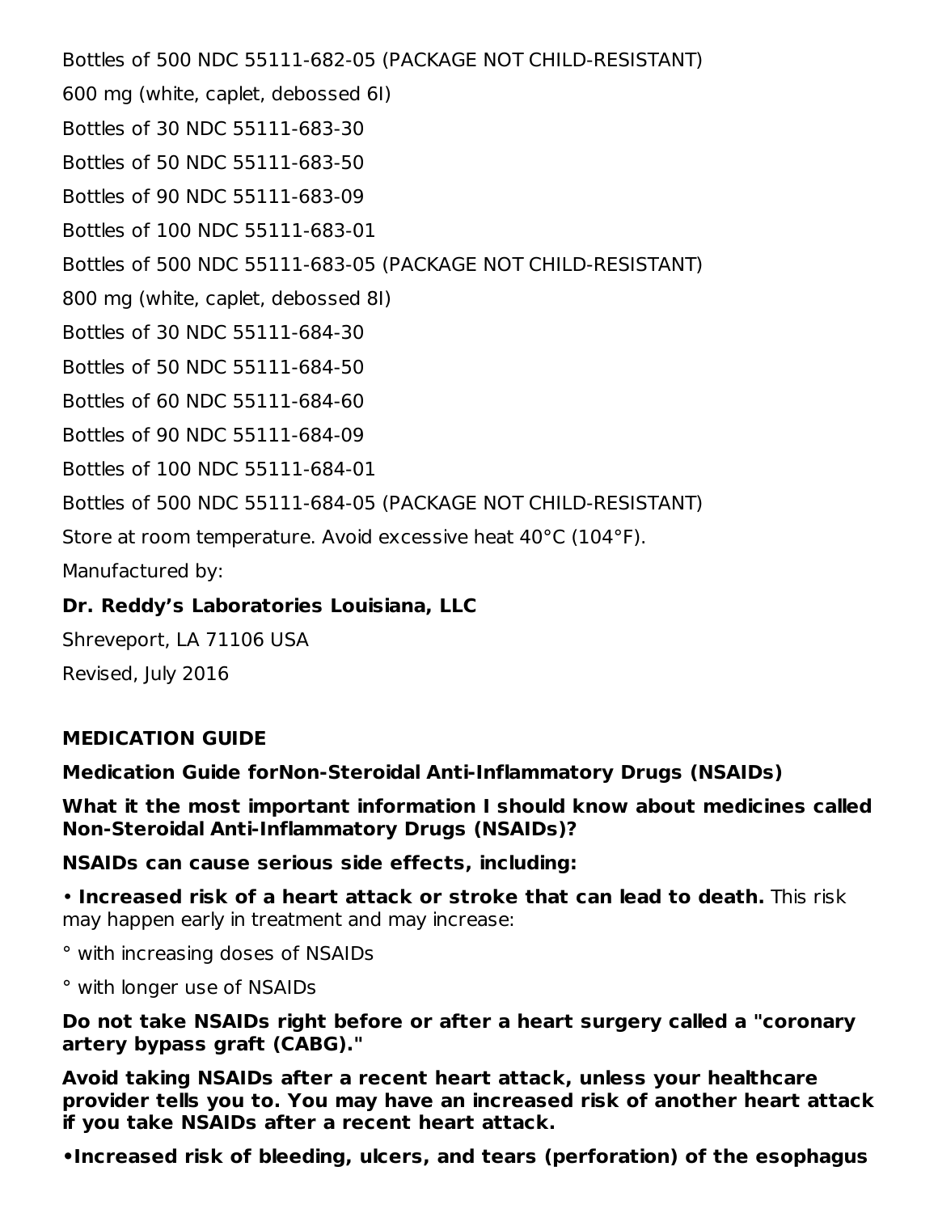Bottles of 500 NDC 55111-682-05 (PACKAGE NOT CHILD-RESISTANT)

600 mg (white, caplet, debossed 6I)

Bottles of 30 NDC 55111-683-30

Bottles of 50 NDC 55111-683-50

Bottles of 90 NDC 55111-683-09

Bottles of 100 NDC 55111-683-01

Bottles of 500 NDC 55111-683-05 (PACKAGE NOT CHILD-RESISTANT)

800 mg (white, caplet, debossed 8I)

Bottles of 30 NDC 55111-684-30

Bottles of 50 NDC 55111-684-50

Bottles of 60 NDC 55111-684-60

Bottles of 90 NDC 55111-684-09

Bottles of 100 NDC 55111-684-01

Bottles of 500 NDC 55111-684-05 (PACKAGE NOT CHILD-RESISTANT)

Store at room temperature. Avoid excessive heat 40°C (104°F).

Manufactured by:

**Dr. Reddy's Laboratories Louisiana, LLC**

Shreveport, LA 71106 USA

Revised, July 2016

## MEDICATION GUIDE

**Medication Guide forNon-Steroidal Anti-Inflammatory Drugs (NSAIDs)**

**What it the most important information I should know about medicines called Non-Steroidal Anti-Inflammatory Drugs (NSAIDs)?**

**NSAIDs can cause serious side effects, including:**

• **Increased risk of a heart attack or stroke that can lead to death.** This risk may happen early in treatment and may increase:

° with increasing doses of NSAIDs

° with longer use of NSAIDs

**Do not take NSAIDs right before or after a heart surgery called a "coronary artery bypass graft (CABG)."**

**Avoid taking NSAIDs after a recent heart attack, unless your healthcare provider tells you to. You may have an increased risk of another heart attack if you take NSAIDs after a recent heart attack.**

**•Increased risk of bleeding, ulcers, and tears (perforation) of the esophagus**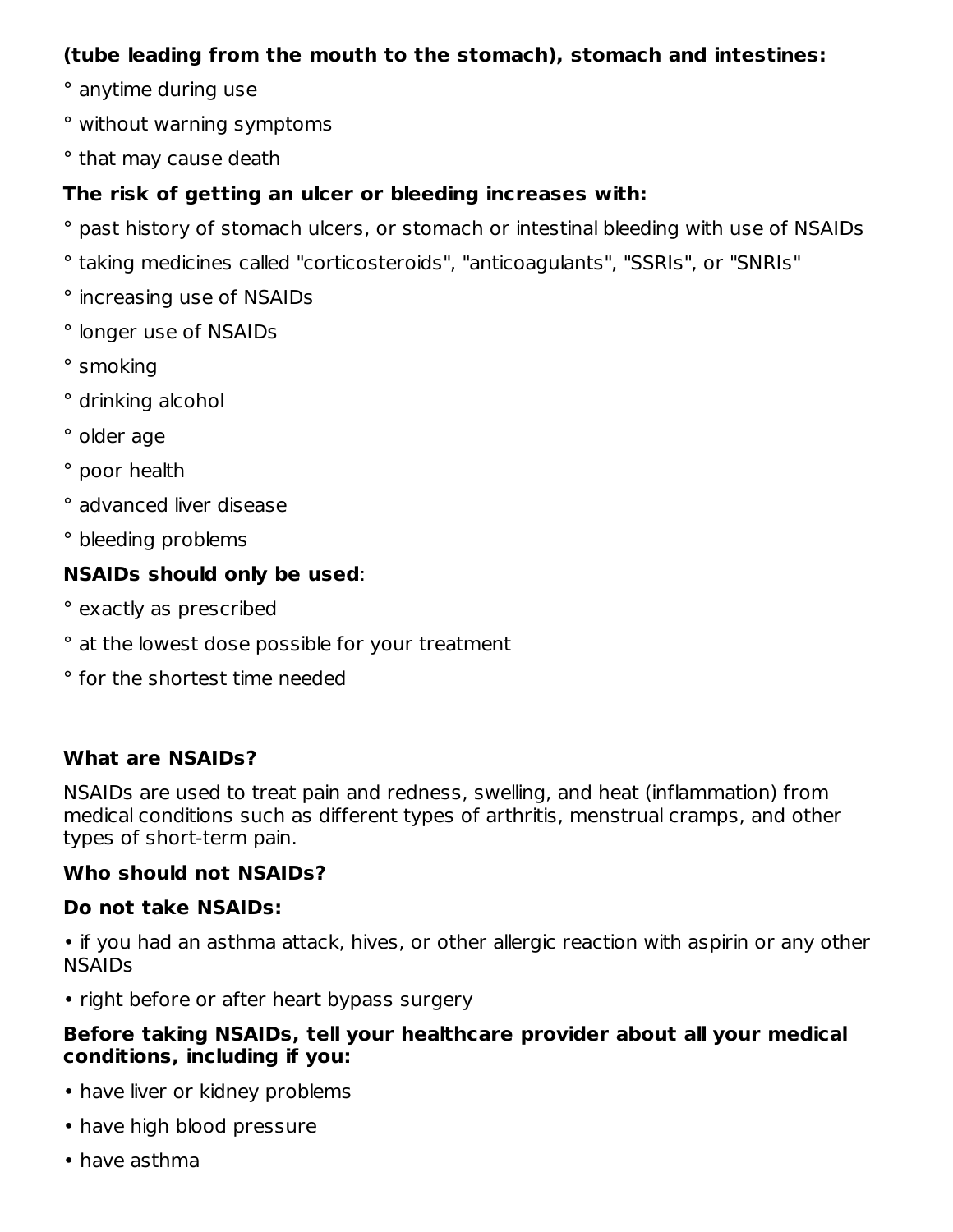**(tube leading from the mouth to the stomach), stomach and intestines:**

° anytime during use

° without warning symptoms

° that may cause death

**The risk of getting an ulcer or bleeding increases with:**

° past history of stomach ulcers, or stomach or intestinal bleeding with use of NSAIDs

° taking medicines called "corticosteroids", "anticoagulants", "SSRIs", or "SNRIs"

° increasing use of NSAIDs

° longer use of NSAIDs

° smoking

° drinking alcohol

° older age

° poor health

° advanced liver disease

° bleeding problems

**NSAIDs should only be used**:

° exactly as prescribed

° at the lowest dose possible for your treatment

° for the shortest time needed

**What are NSAIDs?**

NSAIDs are used to treat pain and redness, swelling, and heat (inflammation) from medical conditions such as different types of arthritis, menstrual cramps, and other types of short-term pain.

**Who should not NSAIDs?**

**Do not take NSAIDs:**

- if you had an asthma attack, hives, or other allergic reaction with aspirin or any other NSAIDs
- right before or after heart bypass surgery

**Before taking NSAIDs, tell your healthcare provider about all your medical conditions, including if you:**

- have liver or kidney problems
- have high blood pressure
- have asthma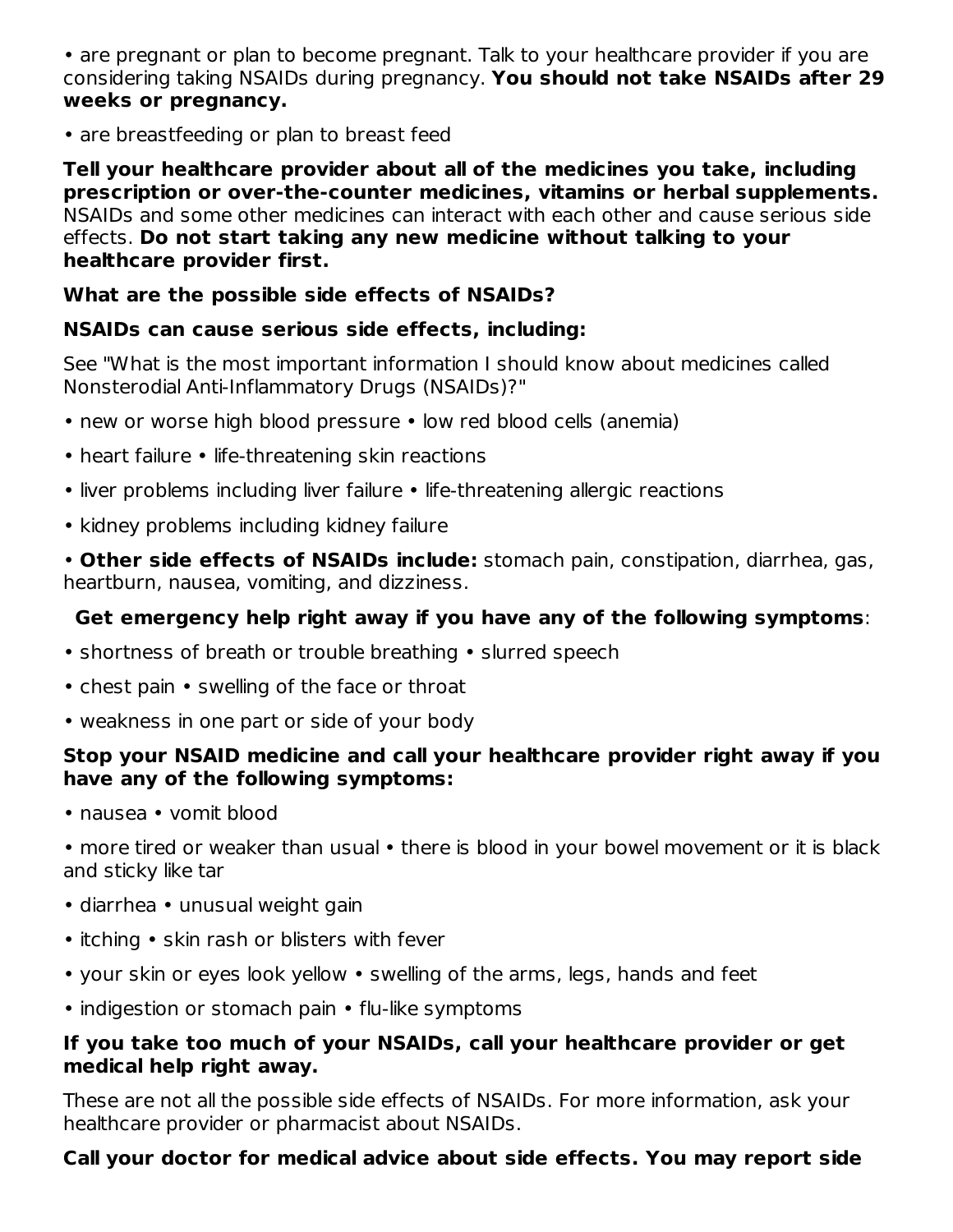• are pregnant or plan to become pregnant. Talk to your healthcare provider if you are considering taking NSAIDs during pregnancy. **You should not take NSAIDs after 29 weeks or pregnancy.**

• are breastfeeding or plan to breast feed

**Tell your healthcare provider about all of the medicines you take, including prescription or over-the-counter medicines, vitamins or herbal supplements.** NSAIDs and some other medicines can interact with each other and cause serious side effects. **Do not start taking any new medicine without talking to your healthcare provider first.**

**What are the possible side effects of NSAIDs?**

**NSAIDs can cause serious side effects, including:**

See "What is the most important information I should know about medicines called Nonsterodial Anti-Inflammatory Drugs (NSAIDs)?"

• new or worse high blood pressure • low red blood cells (anemia)

• heart failure • life-threatening skin reactions

• liver problems including liver failure • life-threatening allergic reactions

• kidney problems including kidney failure

• **Other side effects of NSAIDs include:** stomach pain, constipation, diarrhea, gas, heartburn, nausea, vomiting, and dizziness.

**Get emergency help right away if you have any of the following symptoms**:

• shortness of breath or trouble breathing • slurred speech

• chest pain • swelling of the face or throat

• weakness in one part or side of your body

**Stop your NSAID medicine and call your healthcare provider right away if you have any of the following symptoms:**

• nausea • vomit blood

• more tired or weaker than usual • there is blood in your bowel movement or it is black and sticky like tar

• diarrhea • unusual weight gain

• itching • skin rash or blisters with fever

• your skin or eyes look yellow • swelling of the arms, legs, hands and feet

• indigestion or stomach pain • flu-like symptoms

**If you take too much of your NSAIDs, call your healthcare provider or get medical help right away.**

These are not all the possible side effects of NSAIDs. For more information, ask your healthcare provider or pharmacist about NSAIDs.

**Call your doctor for medical advice about side effects. You may report side**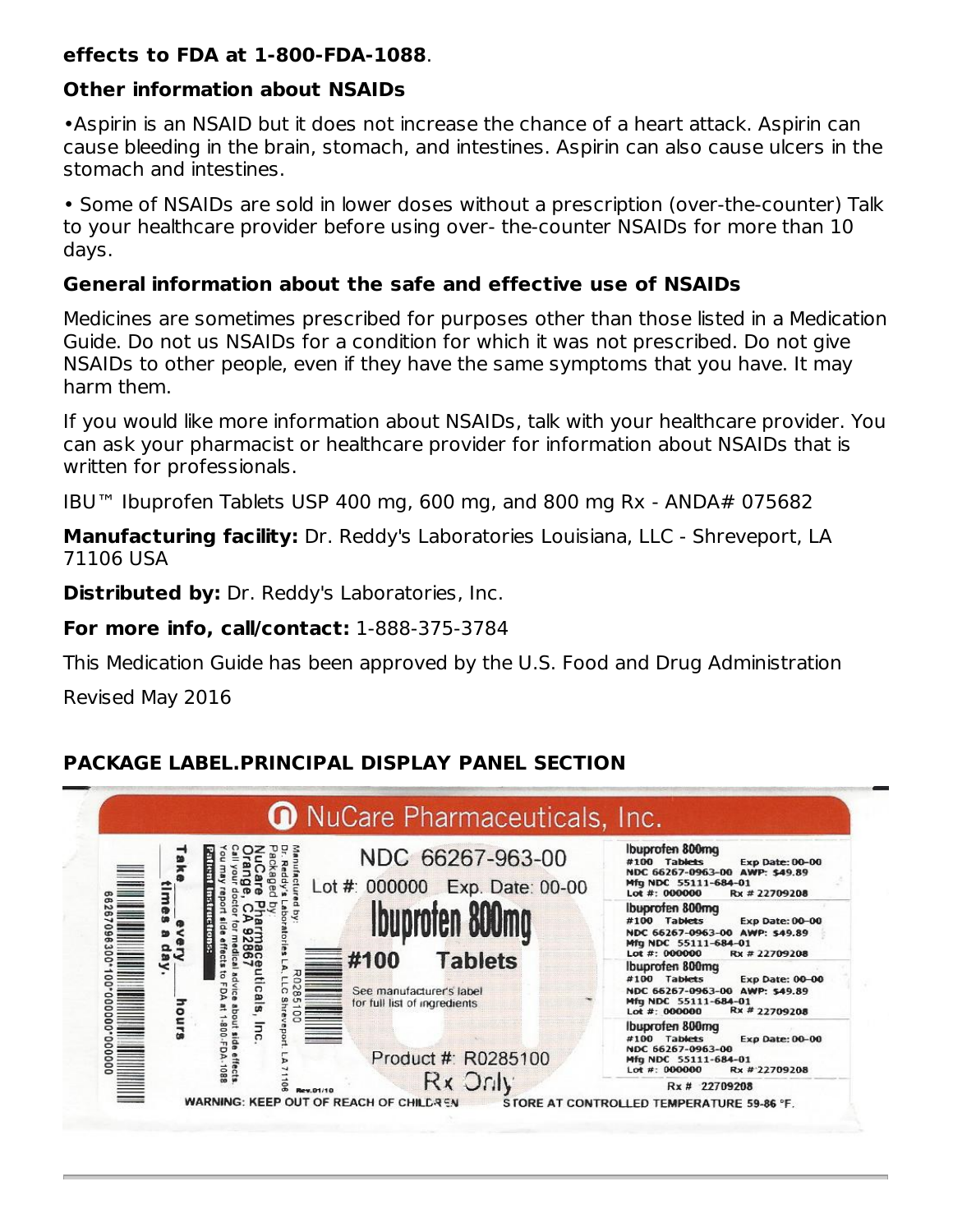**effects to FDA at 1-800-FDA-1088**.

### Other information about NSAIDs

•Aspirin is an NSAID but it does not increase the chance of a heart attack. Aspirin can cause bleeding in the brain, stomach, and intestines. Aspirin can also cause ulcers in the stomach and intestines.

• Some of NSAIDs are sold in lower doses without a prescription (over-the-counter) Talk to your healthcare provider before using over- the-counter NSAIDs for more than 10 days.

### General information about the safe and effective use of NSAIDs

Medicines are sometimes prescribed for purposes other than those listed in a Medication Guide. Do not us NSAIDs for a condition for which it was not prescribed. Do not give NSAIDs to other people, even if they have the same symptoms that you have. It may harm them.

If you would like more information about NSAIDs, talk with your healthcare provider. You can ask your pharmacist or healthcare provider for information about NSAIDs that is written for professionals.

IBU™ Ibuprofen Tablets USP 400 mg, 600 mg, and 800 mg Rx - ANDA# 075682

**Manufacturing facility:** Dr. Reddy's Laboratories Louisiana, LLC - Shreveport, LA 71106 USA

**Distributed by:** Dr. Reddy's Laboratories, Inc.

**For more info, call/contact:** 1-888-375-3784

This Medication Guide has been approved by the U.S. Food and Drug Administration

Revised May 2016

## PACKAGE LABEL.PRINCIPAL DISPLAY PANEL SECTION

NuCare Pharmaceuticals, Inc.

NDC 66267-963-00

Lot #: 000000 Exp. Date: 00-00

Ibuprofen 800mg

#100 Tablets

See manufacturer's label for full list of ingredients

Product #: R0285100

Rx Only

Manufactured by: Dr. Reddy's Laboratories LA, LLC Shreveport, LA 71106

Packaged by: NuCare Pharmaceuticals, Inc. Orange, CA 92867

Call your doctor for medical advice about side effects. You may report side effects to FDA at 1-800-FDA-1088

Patient Instructions:

Take ___ every ___ hours ___ times a day.

Rev.01/10

WARNING: KEEP OUT OF REACH OF CHILDREN

STORE AT CONTROLLED TEMPERATURE 59-86 °F.

Ibuprofen 800mg
#100 Tablets Exp Date: 00-00
NDC 66267-0963-00 AWP: $49.89
Mfg NDC 55111-684-01
Lot #: 000000 Rx # 22709208

Ibuprofen 800mg
#100 Tablets Exp Date: 00-00
NDC 66267-0963-00 AWP: $49.89
Mfg NDC 55111-684-01
Lot #: 000000 Rx # 22709208

Ibuprofen 800mg
#100 Tablets Exp Date: 00-00
NDC 66267-0963-00 AWP: $49.89
Mfg NDC 55111-684-01
Lot #: 000000 Rx # 22709208

Ibuprofen 800mg
#100 Tablets Exp Date: 00-00
NDC 66267-0963-00
Mfg NDC 55111-684-01
Lot #: 000000 Rx # 22709208

Rx # 22709208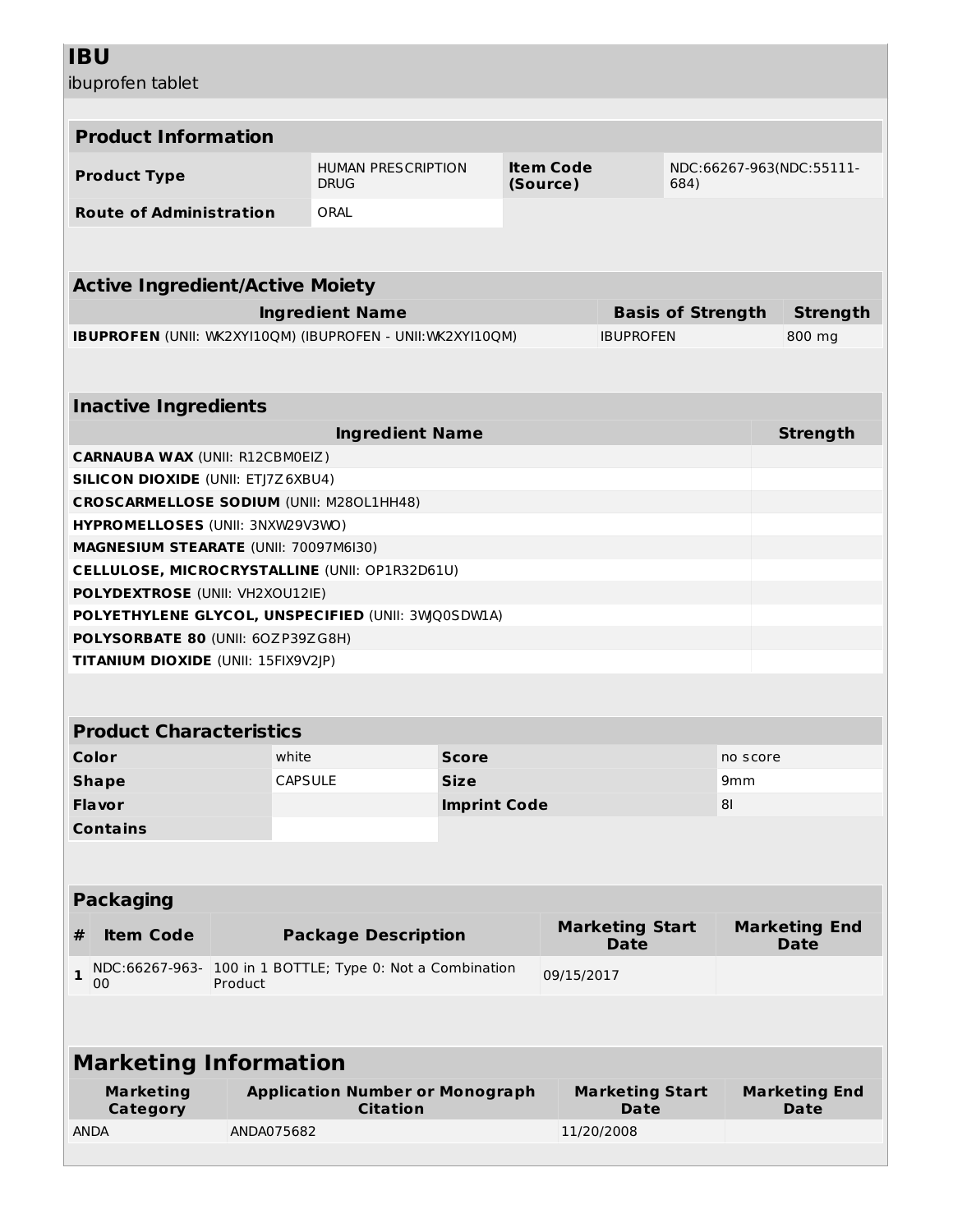# IBU

ibuprofen tablet

## Product Information

| Product Type | HUMAN PRESCRIPTION DRUG | Item Code (Source) | NDC:66267-963(NDC:55111-684) |
|---|---|---|---|
| Route of Administration | ORAL | | |

## Active Ingredient/Active Moiety

| Ingredient Name | Basis of Strength | Strength |
|---|---|---|
| **IBUPROFEN** (UNII: WK2XYI10QM) (IBUPROFEN - UNII:WK2XYI10QM) | IBUPROFEN | 800 mg |

## Inactive Ingredients

| Ingredient Name | Strength |
|---|---|
| **CARNAUBA WAX** (UNII: R12CBM0EIZ) | |
| **SILICON DIOXIDE** (UNII: ETJ7Z6XBU4) | |
| **CROSCARMELLOSE SODIUM** (UNII: M28OL1HH48) | |
| **HYPROMELLOSES** (UNII: 3NXW29V3WO) | |
| **MAGNESIUM STEARATE** (UNII: 70097M6I30) | |
| **CELLULOSE, MICROCRYSTALLINE** (UNII: OP1R32D61U) | |
| **POLYDEXTROSE** (UNII: VH2XOU12IE) | |
| **POLYETHYLENE GLYCOL, UNSPECIFIED** (UNII: 3WJQ0SDW1A) | |
| **POLYSORBATE 80** (UNII: 6OZP39ZG8H) | |
| **TITANIUM DIOXIDE** (UNII: 15FIX9V2JP) | |

## Product Characteristics

| Color | white | Score | no score |
|---|---|---|---|
| Shape | CAPSULE | Size | 9mm |
| Flavor | | Imprint Code | 8I |
| Contains | | | |

## Packaging

| # | Item Code | Package Description | Marketing Start Date | Marketing End Date |
|---|---|---|---|---|
| 1 | NDC:66267-963-00 | 100 in 1 BOTTLE; Type 0: Not a Combination Product | 09/15/2017 | |

## Marketing Information

| Marketing Category | Application Number or Monograph Citation | Marketing Start Date | Marketing End Date |
|---|---|---|---|
| ANDA | ANDA075682 | 11/20/2008 | |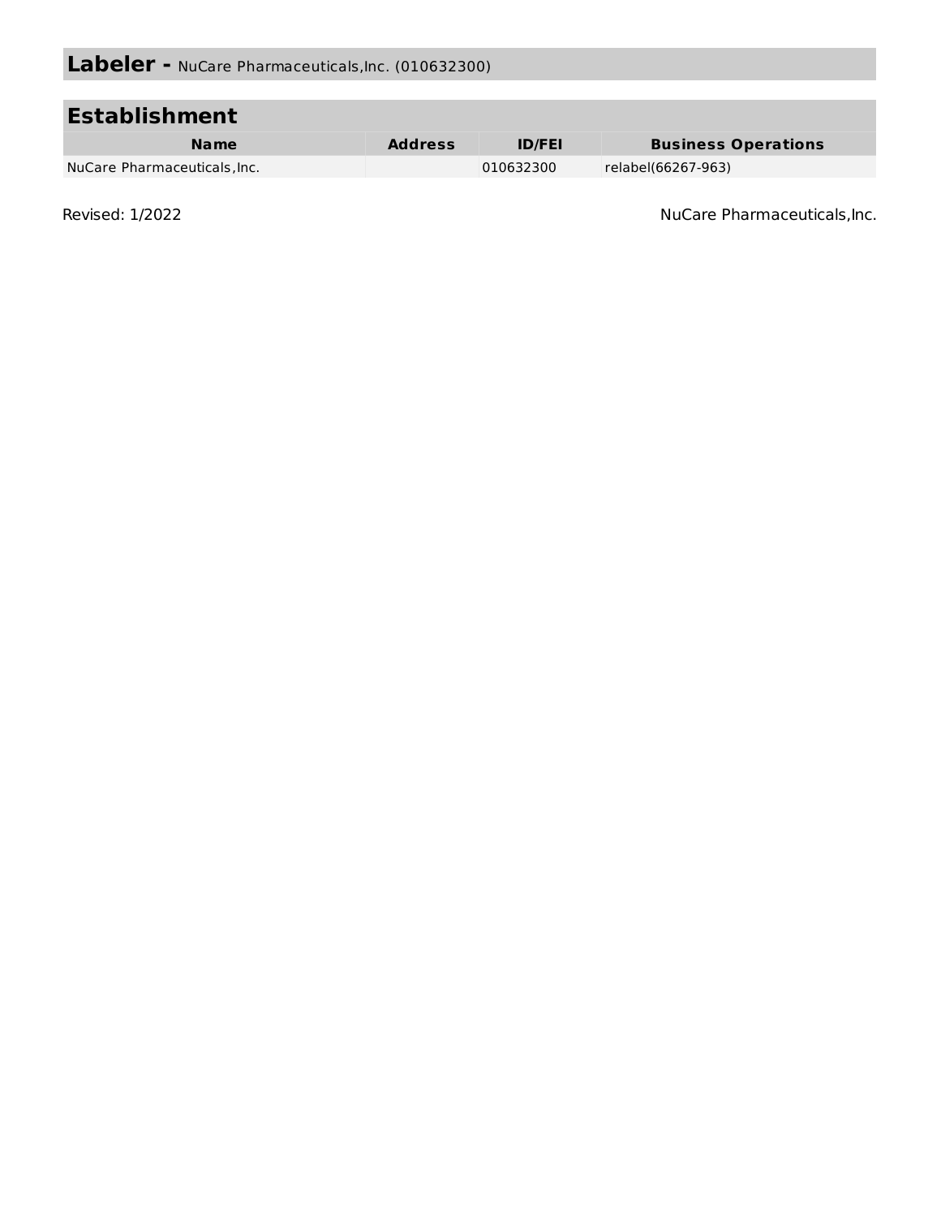## Labeler - NuCare Pharmaceuticals,Inc. (010632300)

## Establishment

| Name | Address | ID/FEI | Business Operations |
| --- | --- | --- | --- |
| NuCare Pharmaceuticals,Inc. | | 010632300 | relabel(66267-963) |

Revised: 1/2022

NuCare Pharmaceuticals,Inc.